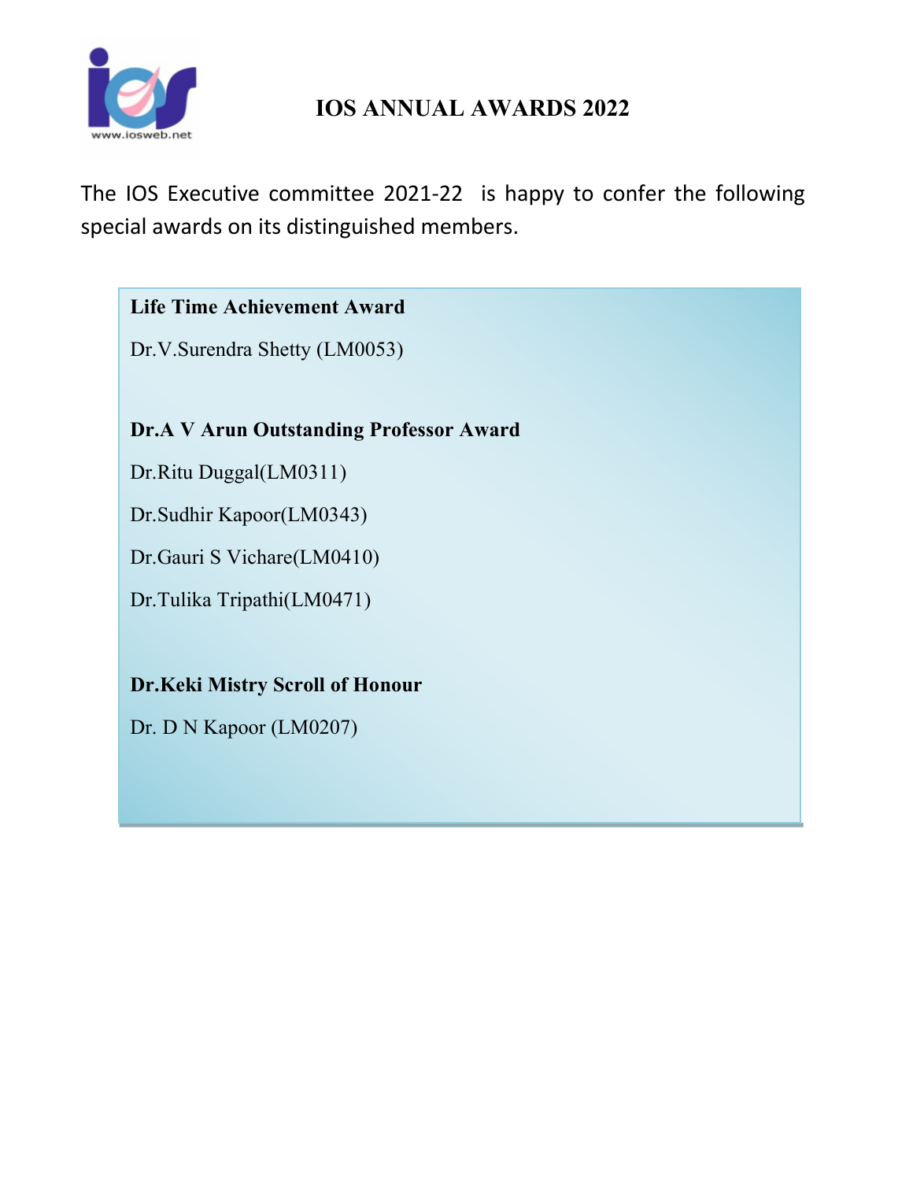# IOS ANNUAL AWARDS 2022

The IOS Executive committee 2021-22 is happy to confer the following special awards on its distinguished members.

**Life Time Achievement Award**

Dr.V.Surendra Shetty (LM0053)

**Dr.A V Arun Outstanding Professor Award**

Dr.Ritu Duggal(LM0311)

Dr.Sudhir Kapoor(LM0343)

Dr.Gauri S Vichare(LM0410)

Dr.Tulika Tripathi(LM0471)

**Dr.Keki Mistry Scroll of Honour**

Dr. D N Kapoor (LM0207)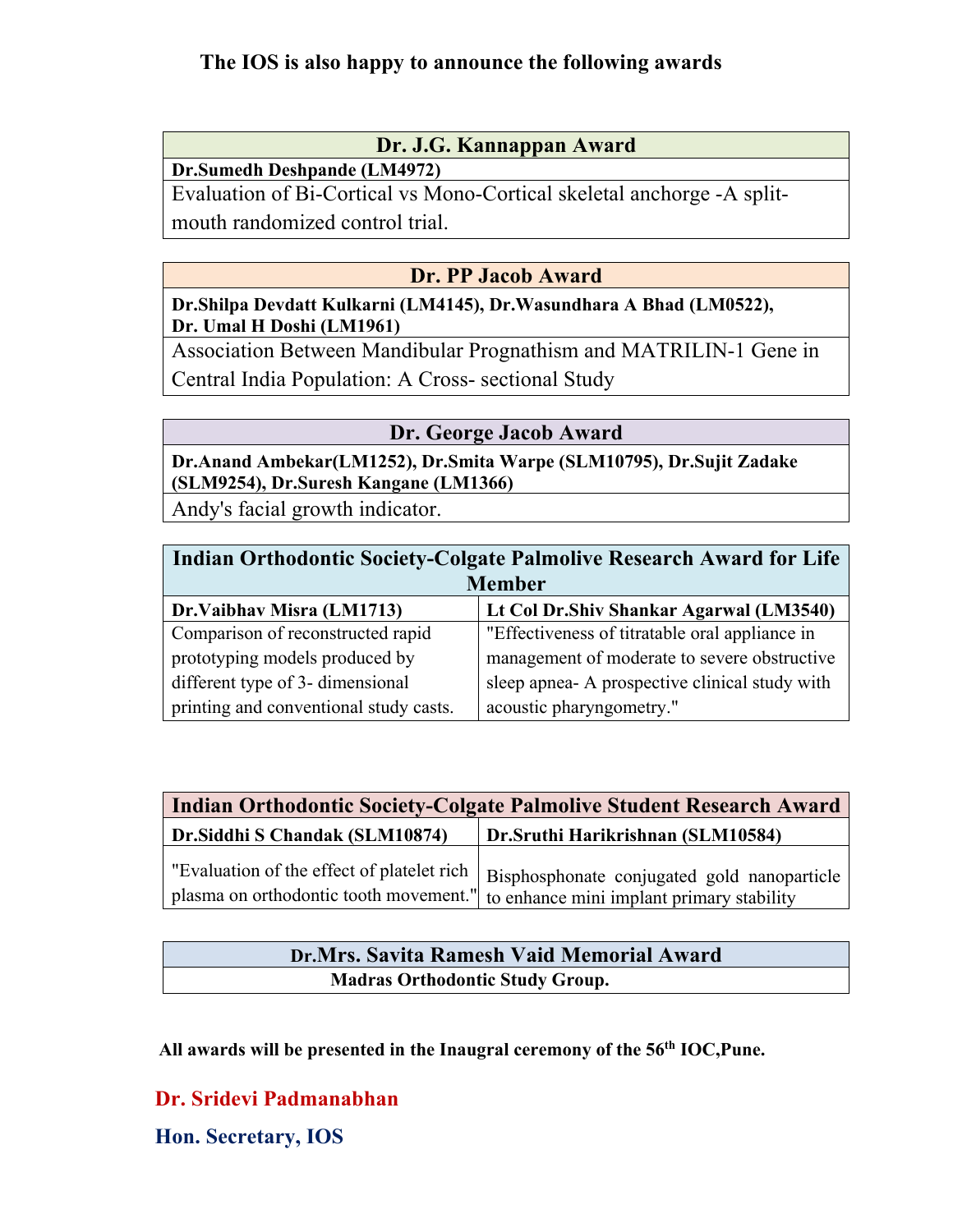**The IOS is also happy to announce the following awards**

| Dr. J.G. Kannappan Award |
|---|
| **Dr.Sumedh Deshpande (LM4972)** |
| Evaluation of Bi-Cortical vs Mono-Cortical skeletal anchorge -A split-mouth randomized control trial. |

| Dr. PP Jacob Award |
|---|
| **Dr.Shilpa Devdatt Kulkarni (LM4145), Dr.Wasundhara A Bhad (LM0522), Dr. Umal H Doshi (LM1961)** |
| Association Between Mandibular Prognathism and MATRILIN-1 Gene in Central India Population: A Cross- sectional Study |

| Dr. George Jacob Award |
|---|
| **Dr.Anand Ambekar(LM1252), Dr.Smita Warpe (SLM10795), Dr.Sujit Zadake (SLM9254), Dr.Suresh Kangane (LM1366)** |
| Andy's facial growth indicator. |

| Indian Orthodontic Society-Colgate Palmolive Research Award for Life Member | |
|---|---|
| **Dr.Vaibhav Misra (LM1713)** | **Lt Col Dr.Shiv Shankar Agarwal (LM3540)** |
| Comparison of reconstructed rapid prototyping models produced by different type of 3- dimensional printing and conventional study casts. | "Effectiveness of titratable oral appliance in management of moderate to severe obstructive sleep apnea- A prospective clinical study with acoustic pharyngometry." |

| Indian Orthodontic Society-Colgate Palmolive Student Research Award | |
|---|---|
| **Dr.Siddhi S Chandak (SLM10874)** | **Dr.Sruthi Harikrishnan (SLM10584)** |
| "Evaluation of the effect of platelet rich plasma on orthodontic tooth movement." | Bisphosphonate conjugated gold nanoparticle to enhance mini implant primary stability |

| Dr.Mrs. Savita Ramesh Vaid Memorial Award |
|---|
| **Madras Orthodontic Study Group.** |

**All awards will be presented in the Inaugral ceremony of the 56th IOC,Pune.**

**Dr. Sridevi Padmanabhan**

**Hon. Secretary, IOS**